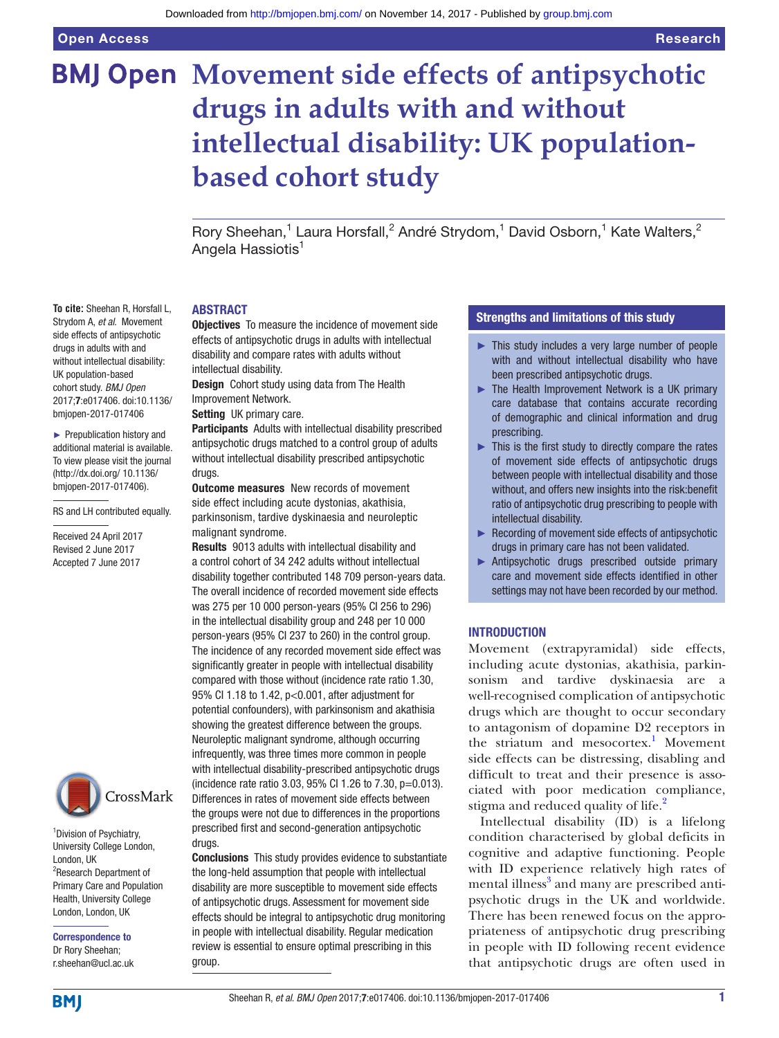# Movement side effects of antipsychotic drugs in adults with and without intellectual disability: UK population-based cohort study

Rory Sheehan,[1] Laura Horsfall,[2] André Strydom,[1] David Osborn,[1] Kate Walters,[2] Angela Hassiotis[1]

**To cite:** Sheehan R, Horsfall L, Strydom A, *et al*. Movement side effects of antipsychotic drugs in adults with and without intellectual disability: UK population-based cohort study. *BMJ Open* 2017;**7**:e017406. doi:10.1136/bmjopen-2017-017406

► Prepublication history and additional material is available. To view please visit the journal (http://dx.doi.org/ 10.1136/bmjopen-2017-017406).

RS and LH contributed equally.

Received 24 April 2017
Revised 2 June 2017
Accepted 7 June 2017

[1]Division of Psychiatry, University College London, London, UK
[2]Research Department of Primary Care and Population Health, University College London, London, UK

**Correspondence to**
Dr Rory Sheehan;
r.sheehan@ucl.ac.uk

## ABSTRACT

**Objectives** To measure the incidence of movement side effects of antipsychotic drugs in adults with intellectual disability and compare rates with adults without intellectual disability.

**Design** Cohort study using data from The Health Improvement Network.

**Setting** UK primary care.

**Participants** Adults with intellectual disability prescribed antipsychotic drugs matched to a control group of adults without intellectual disability prescribed antipsychotic drugs.

**Outcome measures** New records of movement side effect including acute dystonias, akathisia, parkinsonism, tardive dyskinaesia and neuroleptic malignant syndrome.

**Results** 9013 adults with intellectual disability and a control cohort of 34 242 adults without intellectual disability together contributed 148 709 person-years data. The overall incidence of recorded movement side effects was 275 per 10 000 person-years (95% CI 256 to 296) in the intellectual disability group and 248 per 10 000 person-years (95% CI 237 to 260) in the control group. The incidence of any recorded movement side effect was significantly greater in people with intellectual disability compared with those without (incidence rate ratio 1.30, 95% CI 1.18 to 1.42, p<0.001, after adjustment for potential confounders), with parkinsonism and akathisia showing the greatest difference between the groups. Neuroleptic malignant syndrome, although occurring infrequently, was three times more common in people with intellectual disability-prescribed antipsychotic drugs (incidence rate ratio 3.03, 95% CI 1.26 to 7.30, p=0.013). Differences in rates of movement side effects between the groups were not due to differences in the proportions prescribed first and second-generation antipsychotic drugs.

**Conclusions** This study provides evidence to substantiate the long-held assumption that people with intellectual disability are more susceptible to movement side effects of antipsychotic drugs. Assessment for movement side effects should be integral to antipsychotic drug monitoring in people with intellectual disability. Regular medication review is essential to ensure optimal prescribing in this group.

## Strengths and limitations of this study

- This study includes a very large number of people with and without intellectual disability who have been prescribed antipsychotic drugs.
- The Health Improvement Network is a UK primary care database that contains accurate recording of demographic and clinical information and drug prescribing.
- This is the first study to directly compare the rates of movement side effects of antipsychotic drugs between people with intellectual disability and those without, and offers new insights into the risk:benefit ratio of antipsychotic drug prescribing to people with intellectual disability.
- Recording of movement side effects of antipsychotic drugs in primary care has not been validated.
- Antipsychotic drugs prescribed outside primary care and movement side effects identified in other settings may not have been recorded by our method.

## INTRODUCTION

Movement (extrapyramidal) side effects, including acute dystonias, akathisia, parkinsonism and tardive dyskinaesia are a well-recognised complication of antipsychotic drugs which are thought to occur secondary to antagonism of dopamine D2 receptors in the striatum and mesocortex.[1] Movement side effects can be distressing, disabling and difficult to treat and their presence is associated with poor medication compliance, stigma and reduced quality of life.[2]

Intellectual disability (ID) is a lifelong condition characterised by global deficits in cognitive and adaptive functioning. People with ID experience relatively high rates of mental illness[3] and many are prescribed antipsychotic drugs in the UK and worldwide. There has been renewed focus on the appropriateness of antipsychotic drug prescribing in people with ID following recent evidence that antipsychotic drugs are often used in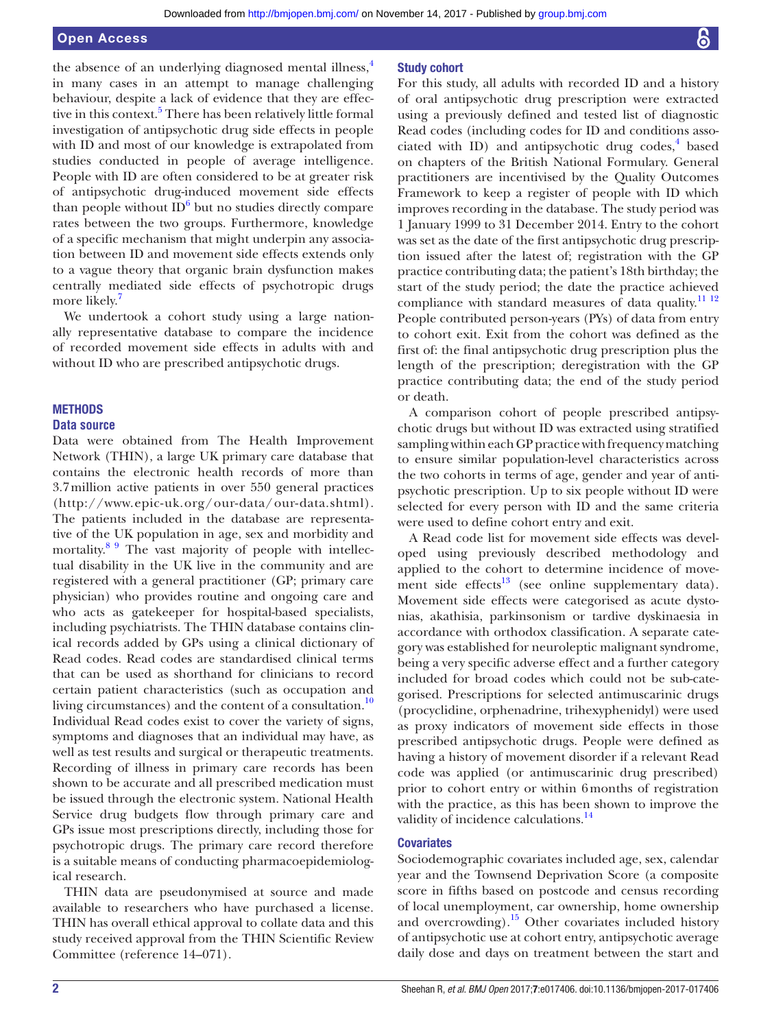the absence of an underlying diagnosed mental illness,[4] in many cases in an attempt to manage challenging behaviour, despite a lack of evidence that they are effective in this context.[5] There has been relatively little formal investigation of antipsychotic drug side effects in people with ID and most of our knowledge is extrapolated from studies conducted in people of average intelligence. People with ID are often considered to be at greater risk of antipsychotic drug-induced movement side effects than people without ID[6] but no studies directly compare rates between the two groups. Furthermore, knowledge of a specific mechanism that might underpin any association between ID and movement side effects extends only to a vague theory that organic brain dysfunction makes centrally mediated side effects of psychotropic drugs more likely.[7]

We undertook a cohort study using a large nationally representative database to compare the incidence of recorded movement side effects in adults with and without ID who are prescribed antipsychotic drugs.

## METHODS

### Data source

Data were obtained from The Health Improvement Network (THIN), a large UK primary care database that contains the electronic health records of more than 3.7 million active patients in over 550 general practices (http://www.epic-uk.org/our-data/our-data.shtml). The patients included in the database are representative of the UK population in age, sex and morbidity and mortality.[8 9] The vast majority of people with intellectual disability in the UK live in the community and are registered with a general practitioner (GP; primary care physician) who provides routine and ongoing care and who acts as gatekeeper for hospital-based specialists, including psychiatrists. The THIN database contains clinical records added by GPs using a clinical dictionary of Read codes. Read codes are standardised clinical terms that can be used as shorthand for clinicians to record certain patient characteristics (such as occupation and living circumstances) and the content of a consultation.[10] Individual Read codes exist to cover the variety of signs, symptoms and diagnoses that an individual may have, as well as test results and surgical or therapeutic treatments. Recording of illness in primary care records has been shown to be accurate and all prescribed medication must be issued through the electronic system. National Health Service drug budgets flow through primary care and GPs issue most prescriptions directly, including those for psychotropic drugs. The primary care record therefore is a suitable means of conducting pharmacoepidemiological research.

THIN data are pseudonymised at source and made available to researchers who have purchased a license. THIN has overall ethical approval to collate data and this study received approval from the THIN Scientific Review Committee (reference 14–071).

### Study cohort

For this study, all adults with recorded ID and a history of oral antipsychotic drug prescription were extracted using a previously defined and tested list of diagnostic Read codes (including codes for ID and conditions associated with ID) and antipsychotic drug codes,[4] based on chapters of the British National Formulary. General practitioners are incentivised by the Quality Outcomes Framework to keep a register of people with ID which improves recording in the database. The study period was 1 January 1999 to 31 December 2014. Entry to the cohort was set as the date of the first antipsychotic drug prescription issued after the latest of; registration with the GP practice contributing data; the patient's 18th birthday; the start of the study period; the date the practice achieved compliance with standard measures of data quality.[11 12] People contributed person-years (PYs) of data from entry to cohort exit. Exit from the cohort was defined as the first of: the final antipsychotic drug prescription plus the length of the prescription; deregistration with the GP practice contributing data; the end of the study period or death.

A comparison cohort of people prescribed antipsychotic drugs but without ID was extracted using stratified sampling within each GP practice with frequency matching to ensure similar population-level characteristics across the two cohorts in terms of age, gender and year of antipsychotic prescription. Up to six people without ID were selected for every person with ID and the same criteria were used to define cohort entry and exit.

A Read code list for movement side effects was developed using previously described methodology and applied to the cohort to determine incidence of movement side effects[13] (see online supplementary data). Movement side effects were categorised as acute dystonias, akathisia, parkinsonism or tardive dyskinaesia in accordance with orthodox classification. A separate category was established for neuroleptic malignant syndrome, being a very specific adverse effect and a further category included for broad codes which could not be sub-categorised. Prescriptions for selected antimuscarinic drugs (procyclidine, orphenadrine, trihexyphenidyl) were used as proxy indicators of movement side effects in those prescribed antipsychotic drugs. People were defined as having a history of movement disorder if a relevant Read code was applied (or antimuscarinic drug prescribed) prior to cohort entry or within 6 months of registration with the practice, as this has been shown to improve the validity of incidence calculations.[14]

### Covariates

Sociodemographic covariates included age, sex, calendar year and the Townsend Deprivation Score (a composite score in fifths based on postcode and census recording of local unemployment, car ownership, home ownership and overcrowding).[15] Other covariates included history of antipsychotic use at cohort entry, antipsychotic average daily dose and days on treatment between the start and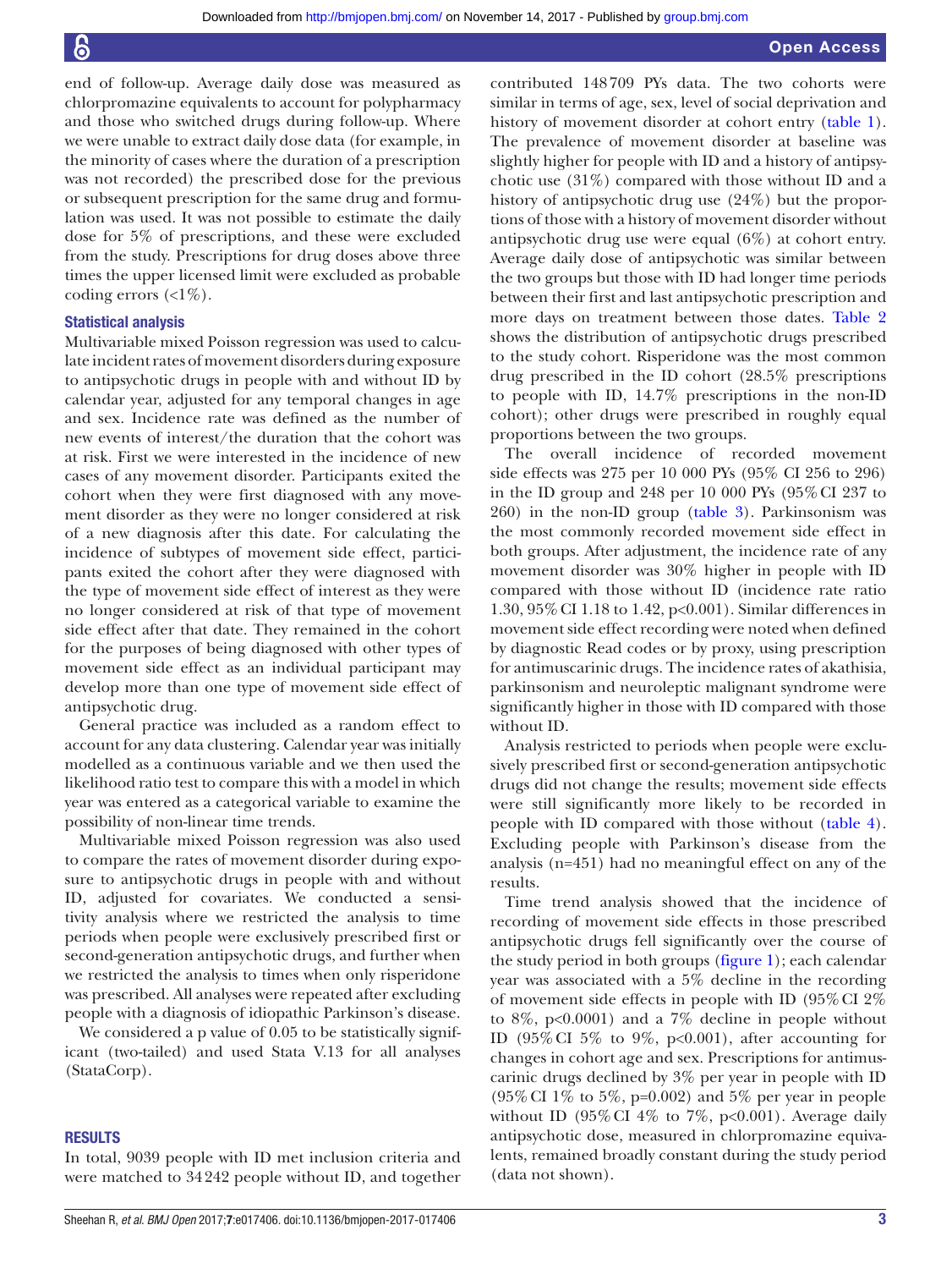end of follow-up. Average daily dose was measured as chlorpromazine equivalents to account for polypharmacy and those who switched drugs during follow-up. Where we were unable to extract daily dose data (for example, in the minority of cases where the duration of a prescription was not recorded) the prescribed dose for the previous or subsequent prescription for the same drug and formulation was used. It was not possible to estimate the daily dose for 5% of prescriptions, and these were excluded from the study. Prescriptions for drug doses above three times the upper licensed limit were excluded as probable coding errors (<1%).

### Statistical analysis

Multivariable mixed Poisson regression was used to calculate incident rates of movement disorders during exposure to antipsychotic drugs in people with and without ID by calendar year, adjusted for any temporal changes in age and sex. Incidence rate was defined as the number of new events of interest/the duration that the cohort was at risk. First we were interested in the incidence of new cases of any movement disorder. Participants exited the cohort when they were first diagnosed with any movement disorder as they were no longer considered at risk of a new diagnosis after this date. For calculating the incidence of subtypes of movement side effect, participants exited the cohort after they were diagnosed with the type of movement side effect of interest as they were no longer considered at risk of that type of movement side effect after that date. They remained in the cohort for the purposes of being diagnosed with other types of movement side effect as an individual participant may develop more than one type of movement side effect of antipsychotic drug.

General practice was included as a random effect to account for any data clustering. Calendar year was initially modelled as a continuous variable and we then used the likelihood ratio test to compare this with a model in which year was entered as a categorical variable to examine the possibility of non-linear time trends.

Multivariable mixed Poisson regression was also used to compare the rates of movement disorder during exposure to antipsychotic drugs in people with and without ID, adjusted for covariates. We conducted a sensitivity analysis where we restricted the analysis to time periods when people were exclusively prescribed first or second-generation antipsychotic drugs, and further when we restricted the analysis to times when only risperidone was prescribed. All analyses were repeated after excluding people with a diagnosis of idiopathic Parkinson's disease.

We considered a p value of 0.05 to be statistically significant (two-tailed) and used Stata V.13 for all analyses (StataCorp).

## RESULTS

In total, 9039 people with ID met inclusion criteria and were matched to 34 242 people without ID, and together contributed 148 709 PYs data. The two cohorts were similar in terms of age, sex, level of social deprivation and history of movement disorder at cohort entry (table 1). The prevalence of movement disorder at baseline was slightly higher for people with ID and a history of antipsychotic use (31%) compared with those without ID and a history of antipsychotic drug use (24%) but the proportions of those with a history of movement disorder without antipsychotic drug use were equal (6%) at cohort entry. Average daily dose of antipsychotic was similar between the two groups but those with ID had longer time periods between their first and last antipsychotic prescription and more days on treatment between those dates. Table 2 shows the distribution of antipsychotic drugs prescribed to the study cohort. Risperidone was the most common drug prescribed in the ID cohort (28.5% prescriptions to people with ID, 14.7% prescriptions in the non-ID cohort); other drugs were prescribed in roughly equal proportions between the two groups.

The overall incidence of recorded movement side effects was 275 per 10 000 PYs (95% CI 256 to 296) in the ID group and 248 per 10 000 PYs (95% CI 237 to 260) in the non-ID group (table 3). Parkinsonism was the most commonly recorded movement side effect in both groups. After adjustment, the incidence rate of any movement disorder was 30% higher in people with ID compared with those without ID (incidence rate ratio 1.30, 95% CI 1.18 to 1.42, p<0.001). Similar differences in movement side effect recording were noted when defined by diagnostic Read codes or by proxy, using prescription for antimuscarinic drugs. The incidence rates of akathisia, parkinsonism and neuroleptic malignant syndrome were significantly higher in those with ID compared with those without ID.

Analysis restricted to periods when people were exclusively prescribed first or second-generation antipsychotic drugs did not change the results; movement side effects were still significantly more likely to be recorded in people with ID compared with those without (table 4). Excluding people with Parkinson's disease from the analysis (n=451) had no meaningful effect on any of the results.

Time trend analysis showed that the incidence of recording of movement side effects in those prescribed antipsychotic drugs fell significantly over the course of the study period in both groups (figure 1); each calendar year was associated with a 5% decline in the recording of movement side effects in people with ID (95% CI 2% to 8%, p<0.0001) and a 7% decline in people without ID (95% CI 5% to 9%, p<0.001), after accounting for changes in cohort age and sex. Prescriptions for antimuscarinic drugs declined by 3% per year in people with ID (95% CI 1% to 5%, p=0.002) and 5% per year in people without ID (95% CI 4% to 7%, p<0.001). Average daily antipsychotic dose, measured in chlorpromazine equivalents, remained broadly constant during the study period (data not shown).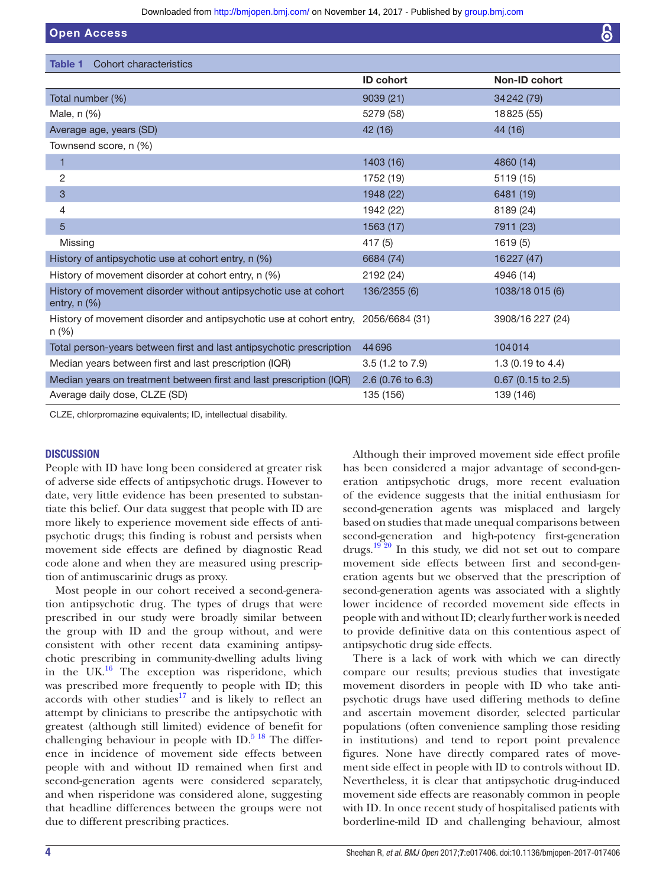**Table 1** Cohort characteristics

| | ID cohort | Non-ID cohort |
|---|---|---|
| Total number (%) | 9039 (21) | 34 242 (79) |
| Male, n (%) | 5279 (58) | 18 825 (55) |
| Average age, years (SD) | 42 (16) | 44 (16) |
| Townsend score, n (%) | | |
| 1 | 1403 (16) | 4860 (14) |
| 2 | 1752 (19) | 5119 (15) |
| 3 | 1948 (22) | 6481 (19) |
| 4 | 1942 (22) | 8189 (24) |
| 5 | 1563 (17) | 7911 (23) |
| Missing | 417 (5) | 1619 (5) |
| History of antipsychotic use at cohort entry, n (%) | 6684 (74) | 16 227 (47) |
| History of movement disorder at cohort entry, n (%) | 2192 (24) | 4946 (14) |
| History of movement disorder without antipsychotic use at cohort entry, n (%) | 136/2355 (6) | 1038/18 015 (6) |
| History of movement disorder and antipsychotic use at cohort entry, n (%) | 2056/6684 (31) | 3908/16 227 (24) |
| Total person-years between first and last antipsychotic prescription | 44 696 | 104 014 |
| Median years between first and last prescription (IQR) | 3.5 (1.2 to 7.9) | 1.3 (0.19 to 4.4) |
| Median years on treatment between first and last prescription (IQR) | 2.6 (0.76 to 6.3) | 0.67 (0.15 to 2.5) |
| Average daily dose, CLZE (SD) | 135 (156) | 139 (146) |

CLZE, chlorpromazine equivalents; ID, intellectual disability.

## DISCUSSION

People with ID have long been considered at greater risk of adverse side effects of antipsychotic drugs. However to date, very little evidence has been presented to substantiate this belief. Our data suggest that people with ID are more likely to experience movement side effects of antipsychotic drugs; this finding is robust and persists when movement side effects are defined by diagnostic Read code alone and when they are measured using prescription of antimuscarinic drugs as proxy.

Most people in our cohort received a second-generation antipsychotic drug. The types of drugs that were prescribed in our study were broadly similar between the group with ID and the group without, and were consistent with other recent data examining antipsychotic prescribing in community-dwelling adults living in the UK.[16] The exception was risperidone, which was prescribed more frequently to people with ID; this accords with other studies[17] and is likely to reflect an attempt by clinicians to prescribe the antipsychotic with greatest (although still limited) evidence of benefit for challenging behaviour in people with ID.[5 18] The difference in incidence of movement side effects between people with and without ID remained when first and second-generation agents were considered separately, and when risperidone was considered alone, suggesting that headline differences between the groups were not due to different prescribing practices.

Although their improved movement side effect profile has been considered a major advantage of second-generation antipsychotic drugs, more recent evaluation of the evidence suggests that the initial enthusiasm for second-generation agents was misplaced and largely based on studies that made unequal comparisons between second-generation and high-potency first-generation drugs.[19 20] In this study, we did not set out to compare movement side effects between first and second-generation agents but we observed that the prescription of second-generation agents was associated with a slightly lower incidence of recorded movement side effects in people with and without ID; clearly further work is needed to provide definitive data on this contentious aspect of antipsychotic drug side effects.

There is a lack of work with which we can directly compare our results; previous studies that investigate movement disorders in people with ID who take antipsychotic drugs have used differing methods to define and ascertain movement disorder, selected particular populations (often convenience sampling those residing in institutions) and tend to report point prevalence figures. None have directly compared rates of movement side effect in people with ID to controls without ID. Nevertheless, it is clear that antipsychotic drug-induced movement side effects are reasonably common in people with ID. In once recent study of hospitalised patients with borderline-mild ID and challenging behaviour, almost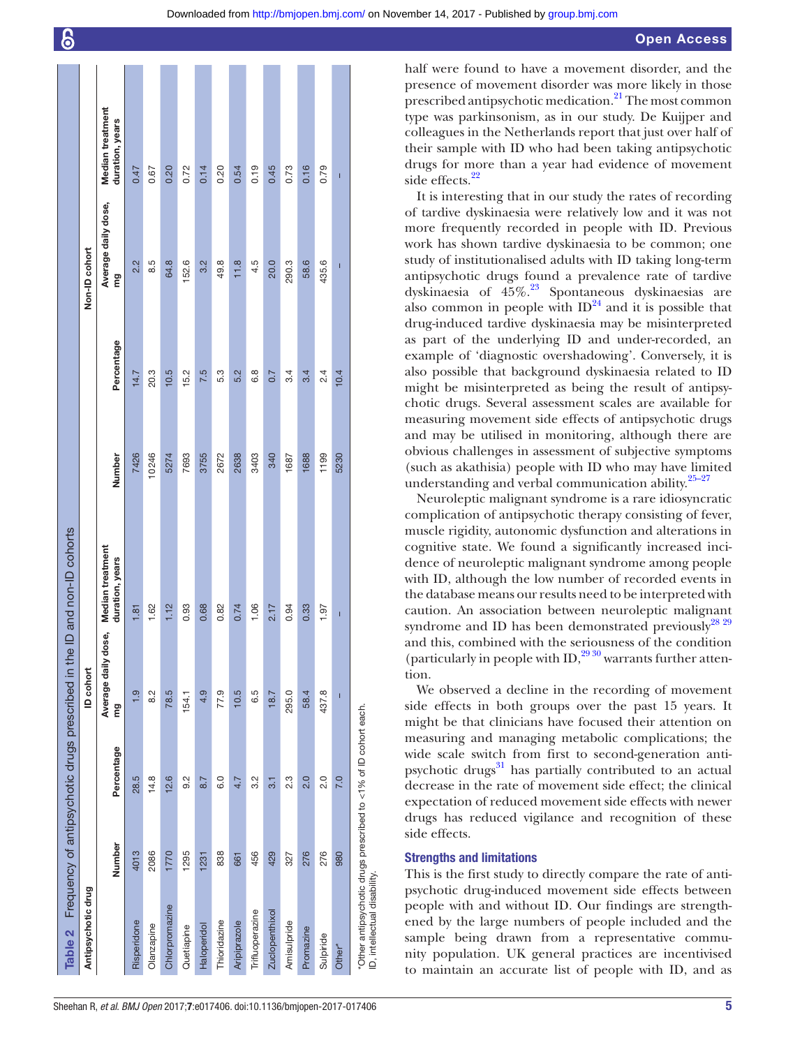**Table 2** Frequency of antipsychotic drugs prescribed in the ID and non-ID cohorts

| Antipsychotic drug | ID cohort | | | | Non-ID cohort | | | |
|---|---|---|---|---|---|---|---|---|
| | Number | Percentage | Average daily dose, mg | Median treatment duration, years | Number | Percentage | Average daily dose, mg | Median treatment duration, years |
| Risperidone | 4013 | 28.5 | 1.9 | 1.81 | 7426 | 14.7 | 2.2 | 0.47 |
| Olanzapine | 2086 | 14.8 | 8.2 | 1.62 | 10246 | 20.3 | 8.5 | 0.67 |
| Chlorpromazine | 1770 | 12.6 | 78.5 | 1.12 | 5274 | 10.5 | 64.8 | 0.20 |
| Quetiapine | 1295 | 9.2 | 154.1 | 0.93 | 7693 | 15.2 | 152.6 | 0.72 |
| Haloperidol | 1231 | 8.7 | 4.9 | 0.68 | 3755 | 7.5 | 3.2 | 0.14 |
| Thioridazine | 838 | 6.0 | 77.9 | 0.82 | 2672 | 5.3 | 49.8 | 0.20 |
| Aripiprazole | 661 | 4.7 | 10.5 | 0.74 | 2638 | 5.2 | 11.8 | 0.54 |
| Trifluoperazine | 456 | 3.2 | 6.5 | 1.06 | 3403 | 6.8 | 4.5 | 0.19 |
| Zuclopenthixol | 429 | 3.1 | 18.7 | 2.17 | 340 | 0.7 | 20.0 | 0.45 |
| Amisulpride | 327 | 2.3 | 295.0 | 0.94 | 1687 | 3.4 | 290.3 | 0.73 |
| Promazine | 276 | 2.0 | 58.4 | 0.33 | 1688 | 3.4 | 58.6 | 0.16 |
| Sulpiride | 276 | 2.0 | 437.8 | 1.97 | 1199 | 2.4 | 435.6 | 0.79 |
| Other* | 980 | 7.0 | – | – | 5230 | 10.4 | – | – |

*Other antipsychotic drugs prescribed to <1% of ID cohort each.
ID, intellectual disability.

half were found to have a movement disorder, and the presence of movement disorder was more likely in those prescribed antipsychotic medication.[21] The most common type was parkinsonism, as in our study. De Kuijper and colleagues in the Netherlands report that just over half of their sample with ID who had been taking antipsychotic drugs for more than a year had evidence of movement side effects.[22]

It is interesting that in our study the rates of recording of tardive dyskinaesia were relatively low and it was not more frequently recorded in people with ID. Previous work has shown tardive dyskinaesia to be common; one study of institutionalised adults with ID taking long-term antipsychotic drugs found a prevalence rate of tardive dyskinaesia of 45%.[23] Spontaneous dyskinaesias are also common in people with ID[24] and it is possible that drug-induced tardive dyskinaesia may be misinterpreted as part of the underlying ID and under-recorded, an example of 'diagnostic overshadowing'. Conversely, it is also possible that background dyskinaesia related to ID might be misinterpreted as being the result of antipsychotic drugs. Several assessment scales are available for measuring movement side effects of antipsychotic drugs and may be utilised in monitoring, although there are obvious challenges in assessment of subjective symptoms (such as akathisia) people with ID who may have limited understanding and verbal communication ability.[25–27]

Neuroleptic malignant syndrome is a rare idiosyncratic complication of antipsychotic therapy consisting of fever, muscle rigidity, autonomic dysfunction and alterations in cognitive state. We found a significantly increased incidence of neuroleptic malignant syndrome among people with ID, although the low number of recorded events in the database means our results need to be interpreted with caution. An association between neuroleptic malignant syndrome and ID has been demonstrated previously[28 29] and this, combined with the seriousness of the condition (particularly in people with ID,[29 30] warrants further attention.

We observed a decline in the recording of movement side effects in both groups over the past 15 years. It might be that clinicians have focused their attention on measuring and managing metabolic complications; the wide scale switch from first to second-generation antipsychotic drugs[31] has partially contributed to an actual decrease in the rate of movement side effect; the clinical expectation of reduced movement side effects with newer drugs has reduced vigilance and recognition of these side effects.

### Strengths and limitations

This is the first study to directly compare the rate of antipsychotic drug-induced movement side effects between people with and without ID. Our findings are strengthened by the large numbers of people included and the sample being drawn from a representative community population. UK general practices are incentivised to maintain an accurate list of people with ID, and as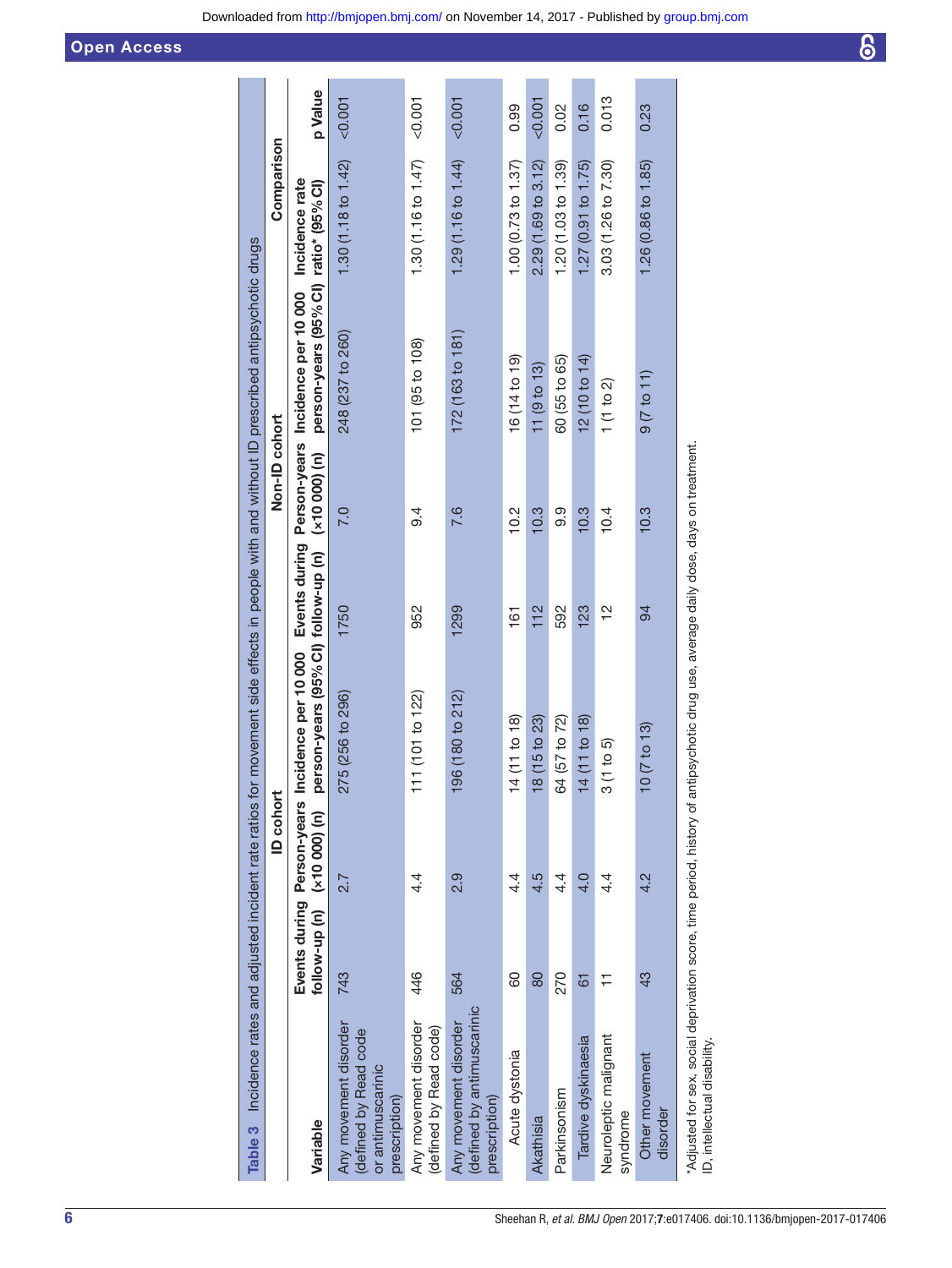**Table 3** Incidence rates and adjusted incident rate ratios for movement side effects in people with and without ID prescribed antipsychotic drugs

| Variable | ID cohort | | | Non-ID cohort | | | Comparison | |
|---|---|---|---|---|---|---|---|---|
| | Events during follow-up (n) | Person-years (×10 000) (n) | Incidence per 10 000 person-years (95% CI) | Events during follow-up (n) | Person-years (×10 000) (n) | Incidence per 10 000 person-years (95% CI) | Incidence rate ratio* (95% CI) | p Value |
| Any movement disorder (defined by Read code or antimuscarinic prescription) | 743 | 2.7 | 275 (256 to 296) | 1750 | 7.0 | 248 (237 to 260) | 1.30 (1.18 to 1.42) | <0.001 |
| Any movement disorder (defined by Read code) | 446 | 4.4 | 111 (101 to 122) | 952 | 9.4 | 101 (95 to 108) | 1.30 (1.16 to 1.47) | <0.001 |
| Any movement disorder (defined by antimuscarinic prescription) | 564 | 2.9 | 196 (180 to 212) | 1299 | 7.6 | 172 (163 to 181) | 1.29 (1.16 to 1.44) | <0.001 |
| Acute dystonia | 60 | 4.4 | 14 (11 to 18) | 161 | 10.2 | 16 (14 to 19) | 1.00 (0.73 to 1.37) | 0.99 |
| Akathisia | 80 | 4.5 | 18 (15 to 23) | 112 | 10.3 | 11 (9 to 13) | 2.29 (1.69 to 3.12) | <0.001 |
| Parkinsonism | 270 | 4.4 | 64 (57 to 72) | 592 | 9.9 | 60 (55 to 65) | 1.20 (1.03 to 1.39) | 0.02 |
| Tardive dyskinaesia | 61 | 4.0 | 14 (11 to 18) | 123 | 10.3 | 12 (10 to 14) | 1.27 (0.91 to 1.75) | 0.16 |
| Neuroleptic malignant syndrome | 11 | 4.4 | 3 (1 to 5) | 12 | 10.4 | 1 (1 to 2) | 3.03 (1.26 to 7.30) | 0.013 |
| Other movement disorder | 43 | 4.2 | 10 (7 to 13) | 94 | 10.3 | 9 (7 to 11) | 1.26 (0.86 to 1.85) | 0.23 |

*Adjusted for sex, social deprivation score, time period, history of antipsychotic drug use, average daily dose, days on treatment.
ID, intellectual disability.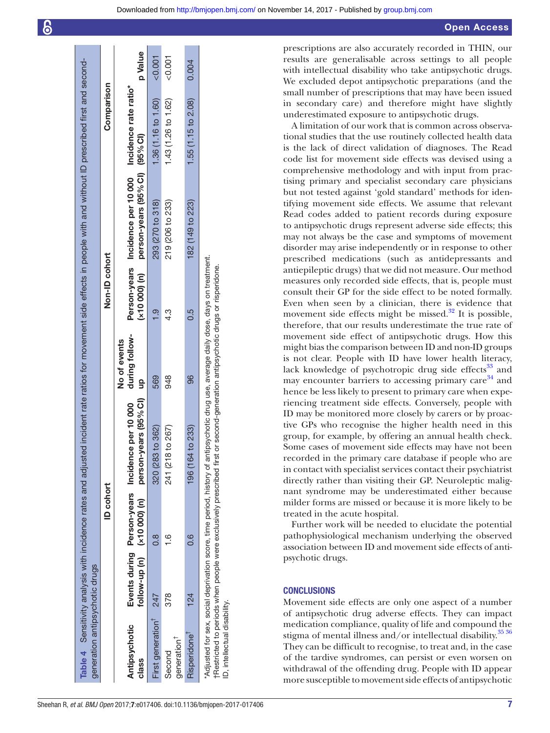**Table 4** Sensitivity analysis with incidence rates and adjusted incident rate ratios for movement side effects in people with and without ID prescribed first and second-generation antipsychotic drugs

| Antipsychotic class | ID cohort | | | Non-ID cohort | | | Comparison | |
|---|---|---|---|---|---|---|---|---|
| | Events during follow-up (n) | Person-years (x10 000) (n) | Incidence per 10 000 person-years (95% CI) | No of events during follow-up | Person-years (x10 000) (n) | Incidence per 10 000 person-years (95% CI) | Incidence rate ratio* (95% CI) | p Value |
| First generation† | 247 | 0.8 | 320 (283 to 362) | 569 | 1.9 | 293 (270 to 318) | 1.36 (1.16 to 1.60) | <0.001 |
| Second generation† | 378 | 1.6 | 241 (218 to 267) | 948 | 4.3 | 219 (206 to 233) | 1.43 (1.26 to 1.62) | <0.001 |
| Risperidone† | 124 | 0.6 | 196 (164 to 233) | 96 | 0.5 | 182 (149 to 223) | 1.55 (1.15 to 2.08) | 0.004 |

*Adjusted for sex, social deprivation score, time period, history of antipsychotic drug use, average daily dose, days on treatment.
†Restricted to periods when people were exclusively prescribed first or second-generation antipsychotic drugs or risperidone.
ID, intellectual disability.

prescriptions are also accurately recorded in THIN, our results are generalisable across settings to all people with intellectual disability who take antipsychotic drugs. We excluded depot antipsychotic preparations (and the small number of prescriptions that may have been issued in secondary care) and therefore might have slightly underestimated exposure to antipsychotic drugs.

A limitation of our work that is common across observational studies that the use routinely collected health data is the lack of direct validation of diagnoses. The Read code list for movement side effects was devised using a comprehensive methodology and with input from practising primary and specialist secondary care physicians but not tested against 'gold standard' methods for identifying movement side effects. We assume that relevant Read codes added to patient records during exposure to antipsychotic drugs represent adverse side effects; this may not always be the case and symptoms of movement disorder may arise independently or in response to other prescribed medications (such as antidepressants and antiepileptic drugs) that we did not measure. Our method measures only recorded side effects, that is, people must consult their GP for the side effect to be noted formally. Even when seen by a clinician, there is evidence that movement side effects might be missed.[32] It is possible, therefore, that our results underestimate the true rate of movement side effect of antipsychotic drugs. How this might bias the comparison between ID and non-ID groups is not clear. People with ID have lower health literacy, lack knowledge of psychotropic drug side effects[33] and may encounter barriers to accessing primary care[34] and hence be less likely to present to primary care when experiencing treatment side effects. Conversely, people with ID may be monitored more closely by carers or by proactive GPs who recognise the higher health need in this group, for example, by offering an annual health check. Some cases of movement side effects may have not been recorded in the primary care database if people who are in contact with specialist services contact their psychiatrist directly rather than visiting their GP. Neuroleptic malignant syndrome may be underestimated either because milder forms are missed or because it is more likely to be treated in the acute hospital.

Further work will be needed to elucidate the potential pathophysiological mechanism underlying the observed association between ID and movement side effects of antipsychotic drugs.

## CONCLUSIONS

Movement side effects are only one aspect of a number of antipsychotic drug adverse effects. They can impact medication compliance, quality of life and compound the stigma of mental illness and/or intellectual disability.[35 36] They can be difficult to recognise, to treat and, in the case of the tardive syndromes, can persist or even worsen on withdrawal of the offending drug. People with ID appear more susceptible to movement side effects of antipsychotic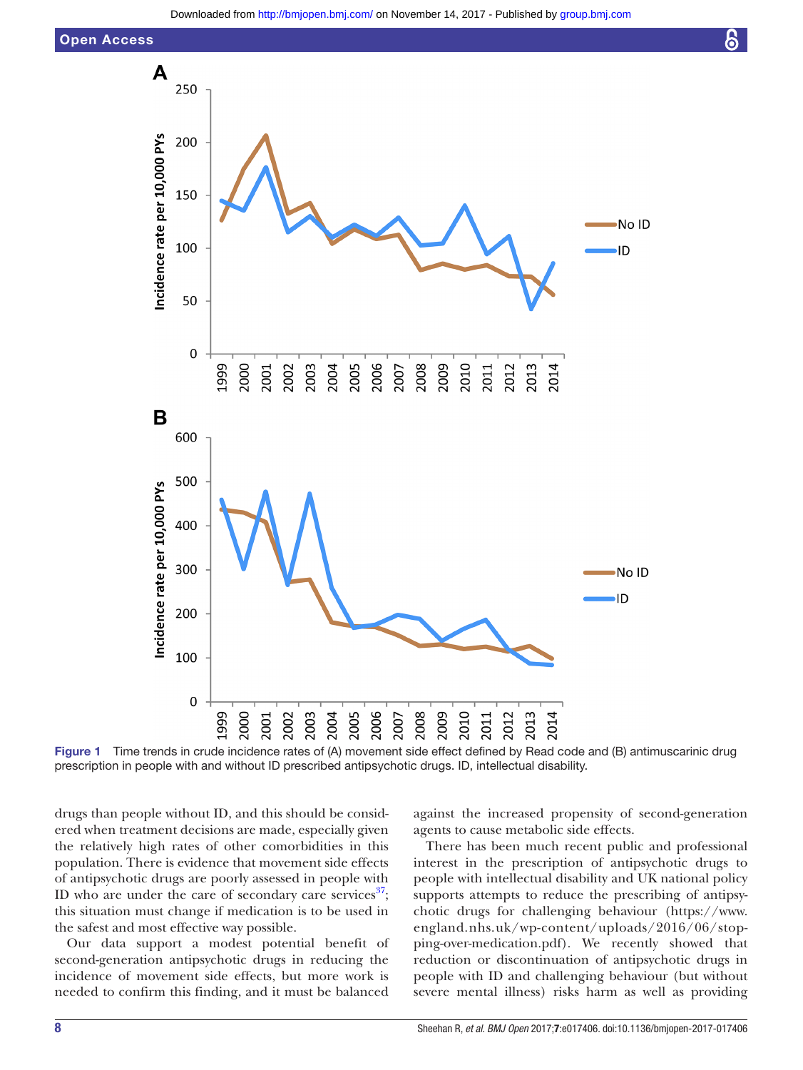Figure 1 Time trends in crude incidence rates of (A) movement side effect defined by Read code and (B) antimuscarinic drug prescription in people with and without ID prescribed antipsychotic drugs. ID, intellectual disability.

drugs than people without ID, and this should be considered when treatment decisions are made, especially given the relatively high rates of other comorbidities in this population. There is evidence that movement side effects of antipsychotic drugs are poorly assessed in people with ID who are under the care of secondary care services[37]; this situation must change if medication is to be used in the safest and most effective way possible.

Our data support a modest potential benefit of second-generation antipsychotic drugs in reducing the incidence of movement side effects, but more work is needed to confirm this finding, and it must be balanced against the increased propensity of second-generation agents to cause metabolic side effects.

There has been much recent public and professional interest in the prescription of antipsychotic drugs to people with intellectual disability and UK national policy supports attempts to reduce the prescribing of antipsychotic drugs for challenging behaviour (https://www.england.nhs.uk/wp-content/uploads/2016/06/stopping-over-medication.pdf). We recently showed that reduction or discontinuation of antipsychotic drugs in people with ID and challenging behaviour (but without severe mental illness) risks harm as well as providing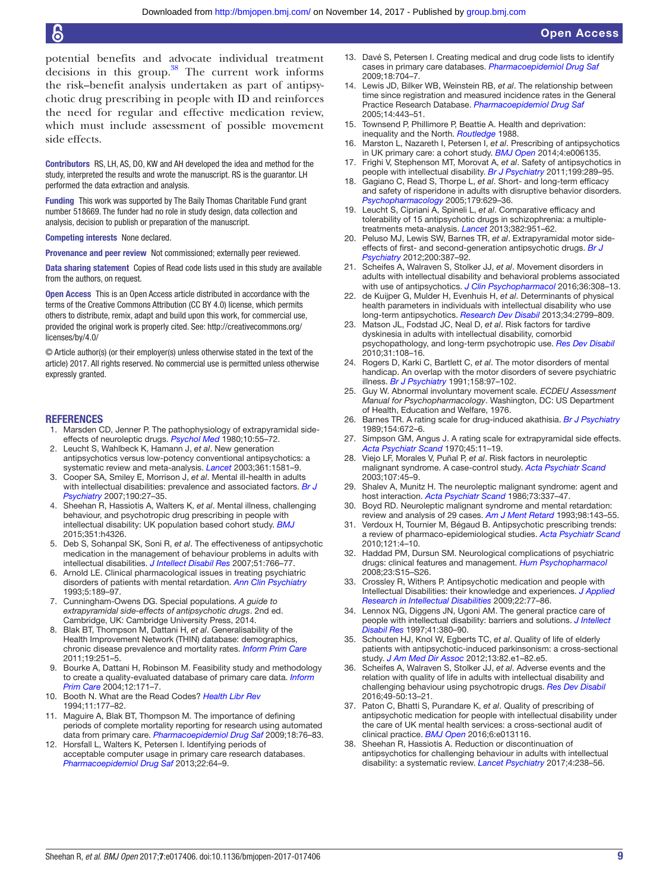potential benefits and advocate individual treatment decisions in this group.[38] The current work informs the risk–benefit analysis undertaken as part of antipsychotic drug prescribing in people with ID and reinforces the need for regular and effective medication review, which must include assessment of possible movement side effects.

**Contributors** RS, LH, AS, DO, KW and AH developed the idea and method for the study, interpreted the results and wrote the manuscript. RS is the guarantor. LH performed the data extraction and analysis.

**Funding** This work was supported by The Baily Thomas Charitable Fund grant number 518669. The funder had no role in study design, data collection and analysis, decision to publish or preparation of the manuscript.

**Competing interests** None declared.

**Provenance and peer review** Not commissioned; externally peer reviewed.

**Data sharing statement** Copies of Read code lists used in this study are available from the authors, on request.

**Open Access** This is an Open Access article distributed in accordance with the terms of the Creative Commons Attribution (CC BY 4.0) license, which permits others to distribute, remix, adapt and build upon this work, for commercial use, provided the original work is properly cited. See: http://creativecommons.org/licenses/by/4.0/

© Article author(s) (or their employer(s) unless otherwise stated in the text of the article) 2017. All rights reserved. No commercial use is permitted unless otherwise expressly granted.

## REFERENCES

1. Marsden CD, Jenner P. The pathophysiology of extrapyramidal side-effects of neuroleptic drugs. *Psychol Med* 1980;10:55–72.
2. Leucht S, Wahlbeck K, Hamann J, *et al*. New generation antipsychotics versus low-potency conventional antipsychotics: a systematic review and meta-analysis. *Lancet* 2003;361:1581–9.
3. Cooper SA, Smiley E, Morrison J, *et al*. Mental ill-health in adults with intellectual disabilities: prevalence and associated factors. *Br J Psychiatry* 2007;190:27–35.
4. Sheehan R, Hassiotis A, Walters K, *et al*. Mental illness, challenging behaviour, and psychotropic drug prescribing in people with intellectual disability: UK population based cohort study. *BMJ* 2015;351:h4326.
5. Deb S, Sohanpal SK, Soni R, *et al*. The effectiveness of antipsychotic medication in the management of behaviour problems in adults with intellectual disabilities. *J Intellect Disabil Res* 2007;51:766–77.
6. Arnold LE. Clinical pharmacological issues in treating psychiatric disorders of patients with mental retardation. *Ann Clin Psychiatry* 1993;5:189–97.
7. Cunningham-Owens DG. Special populations. *A guide to extrapyramidal side-effects of antipsychotic drugs*. 2nd ed. Cambridge, UK: Cambridge University Press, 2014.
8. Blak BT, Thompson M, Dattani H, *et al*. Generalisability of the Health Improvement Network (THIN) database: demographics, chronic disease prevalence and mortality rates. *Inform Prim Care* 2011;19:251–5.
9. Bourke A, Dattani H, Robinson M. Feasibility study and methodology to create a quality-evaluated database of primary care data. *Inform Prim Care* 2004;12:171–7.
10. Booth N. What are the Read Codes? *Health Libr Rev* 1994;11:177–82.
11. Maguire A, Blak BT, Thompson M. The importance of defining periods of complete mortality reporting for research using automated data from primary care. *Pharmacoepidemiol Drug Saf* 2009;18:76–83.
12. Horsfall L, Walters K, Petersen I. Identifying periods of acceptable computer usage in primary care research databases. *Pharmacoepidemiol Drug Saf* 2013;22:64–9.
13. Davé S, Petersen I. Creating medical and drug code lists to identify cases in primary care databases. *Pharmacoepidemiol Drug Saf* 2009;18:704–7.
14. Lewis JD, Bilker WB, Weinstein RB, *et al*. The relationship between time since registration and measured incidence rates in the General Practice Research Database. *Pharmacoepidemiol Drug Saf* 2005;14:443–51.
15. Townsend P, Phillimore P, Beattie A. Health and deprivation: inequality and the North. *Routledge* 1988.
16. Marston L, Nazareth I, Petersen I, *et al*. Prescribing of antipsychotics in UK primary care: a cohort study. *BMJ Open* 2014;4:e006135.
17. Frighi V, Stephenson MT, Morovat A, *et al*. Safety of antipsychotics in people with intellectual disability. *Br J Psychiatry* 2011;199:289–95.
18. Gagiano C, Read S, Thorpe L, *et al*. Short- and long-term efficacy and safety of risperidone in adults with disruptive behavior disorders. *Psychopharmacology* 2005;179:629–36.
19. Leucht S, Cipriani A, Spineli L, *et al*. Comparative efficacy and tolerability of 15 antipsychotic drugs in schizophrenia: a multiple-treatments meta-analysis. *Lancet* 2013;382:951–62.
20. Peluso MJ, Lewis SW, Barnes TR, *et al*. Extrapyramidal motor side-effects of first- and second-generation antipsychotic drugs. *Br J Psychiatry* 2012;200:387–92.
21. Scheifes A, Walraven S, Stolker JJ, *et al*. Movement disorders in adults with intellectual disability and behavioral problems associated with use of antipsychotics. *J Clin Psychopharmacol* 2016;36:308–13.
22. de Kuijper G, Mulder H, Evenhuis H, *et al*. Determinants of physical health parameters in individuals with intellectual disability who use long-term antipsychotics. *Research Dev Disabil* 2013;34:2799–809.
23. Matson JL, Fodstad JC, Neal D, *et al*. Risk factors for tardive dyskinesia in adults with intellectual disability, comorbid psychopathology, and long-term psychotropic use. *Res Dev Disabil* 2010;31:108–16.
24. Rogers D, Karki C, Bartlett C, *et al*. The motor disorders of mental handicap. An overlap with the motor disorders of severe psychiatric illness. *Br J Psychiatry* 1991;158:97–102.
25. Guy W. Abnormal involuntary movement scale. *ECDEU Assessment Manual for Psychopharmacology*. Washington, DC: US Department of Health, Education and Welfare, 1976.
26. Barnes TR. A rating scale for drug-induced akathisia. *Br J Psychiatry* 1989;154:672–6.
27. Simpson GM, Angus J. A rating scale for extrapyramidal side effects. *Acta Psychiatr Scand* 1970;45:11–19.
28. Viejo LF, Morales V, Puñal P, *et al*. Risk factors in neuroleptic malignant syndrome. A case-control study. *Acta Psychiatr Scand* 2003;107:45–9.
29. Shalev A, Munitz H. The neuroleptic malignant syndrome: agent and host interaction. *Acta Psychiatr Scand* 1986;73:337–47.
30. Boyd RD. Neuroleptic malignant syndrome and mental retardation: review and analysis of 29 cases. *Am J Ment Retard* 1993;98:143–55.
31. Verdoux H, Tournier M, Bégaud B. Antipsychotic prescribing trends: a review of pharmaco-epidemiological studies. *Acta Psychiatr Scand* 2010;121:4–10.
32. Haddad PM, Dursun SM. Neurological complications of psychiatric drugs: clinical features and management. *Hum Psychopharmacol* 2008;23:S15–S26.
33. Crossley R, Withers P. Antipsychotic medication and people with Intellectual Disabilities: their knowledge and experiences. *J Applied Research in Intellectual Disabilities* 2009;22:77–86.
34. Lennox NG, Diggens JN, Ugoni AM. The general practice care of people with intellectual disability: barriers and solutions. *J Intellect Disabil Res* 1997;41:380–90.
35. Schouten HJ, Knol W, Egberts TC, *et al*. Quality of life of elderly patients with antipsychotic-induced parkinsonism: a cross-sectional study. *J Am Med Dir Assoc* 2012;13:82.e1–82.e5.
36. Scheifes A, Walraven S, Stolker JJ, *et al*. Adverse events and the relation with quality of life in adults with intellectual disability and challenging behaviour using psychotropic drugs. *Res Dev Disabil* 2016;49-50:13–21.
37. Paton C, Bhatti S, Purandare K, *et al*. Quality of prescribing of antipsychotic medication for people with intellectual disability under the care of UK mental health services: a cross-sectional audit of clinical practice. *BMJ Open* 2016;6:e013116.
38. Sheehan R, Hassiotis A. Reduction or discontinuation of antipsychotics for challenging behaviour in adults with intellectual disability: a systematic review. *Lancet Psychiatry* 2017;4:238–56.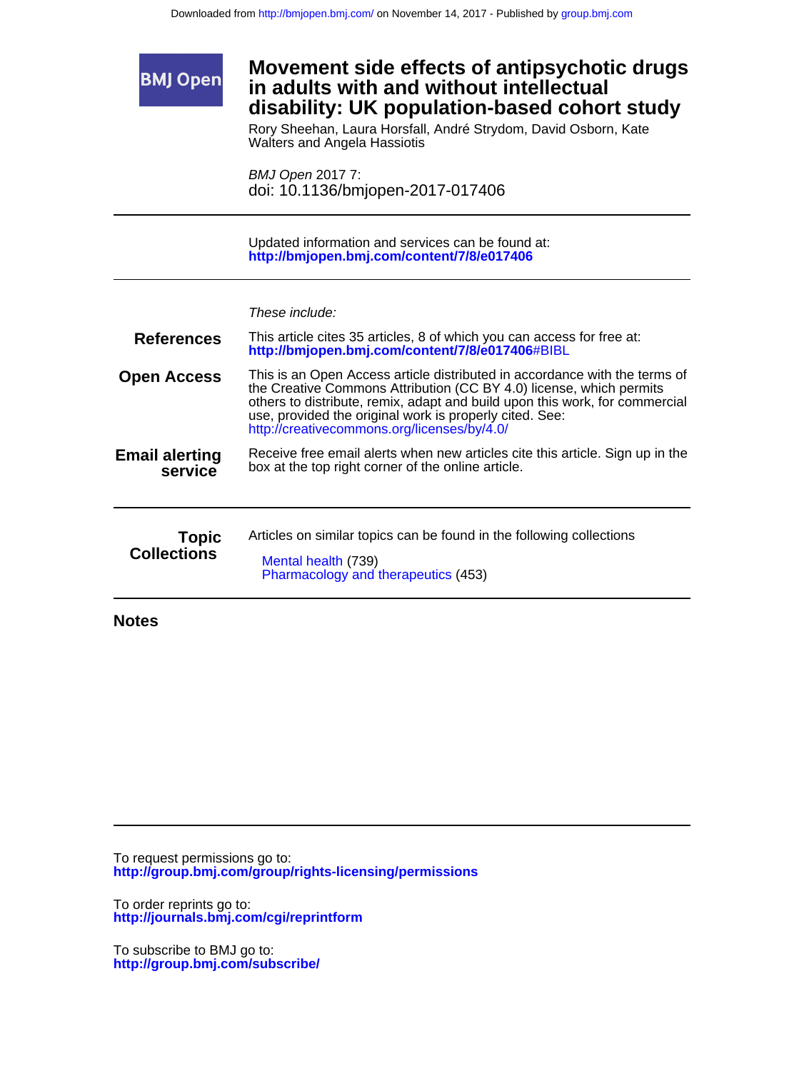Downloaded from http://bmjopen.bmj.com/ on November 14, 2017 - Published by group.bmj.com

# Movement side effects of antipsychotic drugs in adults with and without intellectual disability: UK population-based cohort study

Rory Sheehan, Laura Horsfall, André Strydom, David Osborn, Kate Walters and Angela Hassiotis

*BMJ Open* 2017 7:
doi: 10.1136/bmjopen-2017-017406

Updated information and services can be found at:
**http://bmjopen.bmj.com/content/7/8/e017406**

*These include:*

**References**
This article cites 35 articles, 8 of which you can access for free at:
**http://bmjopen.bmj.com/content/7/8/e017406**#BIBL

**Open Access**
This is an Open Access article distributed in accordance with the terms of the Creative Commons Attribution (CC BY 4.0) license, which permits others to distribute, remix, adapt and build upon this work, for commercial use, provided the original work is properly cited. See:
http://creativecommons.org/licenses/by/4.0/

**Email alerting service**
Receive free email alerts when new articles cite this article. Sign up in the box at the top right corner of the online article.

**Topic Collections**
Articles on similar topics can be found in the following collections

Mental health (739)
Pharmacology and therapeutics (453)

## Notes

To request permissions go to:
**http://group.bmj.com/group/rights-licensing/permissions**

To order reprints go to:
**http://journals.bmj.com/cgi/reprintform**

To subscribe to BMJ go to:
**http://group.bmj.com/subscribe/**